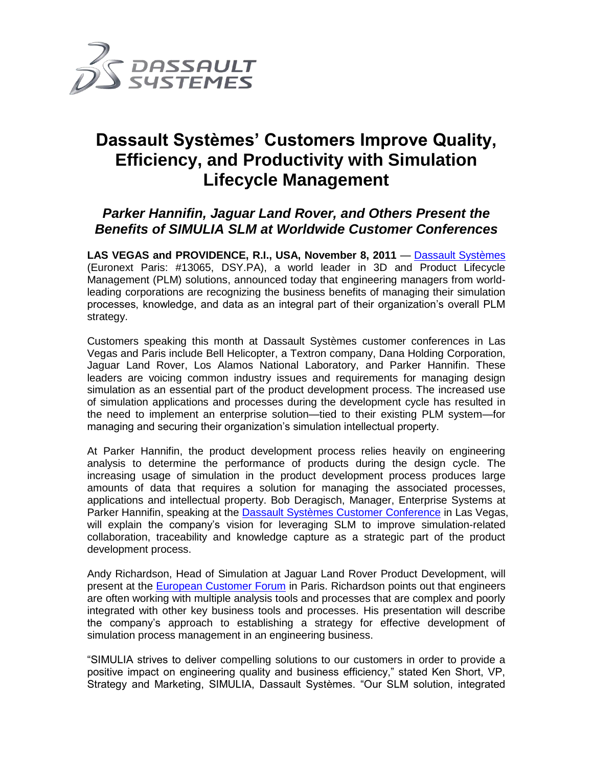# Dassault Systèmes' Customers Improve Quality, Efficiency, and Productivity with Simulation Lifecycle Management

## *Parker Hannifin, Jaguar Land Rover, and Others Present the Benefits of SIMULIA SLM at Worldwide Customer Conferences*

**LAS VEGAS and PROVIDENCE, R.I., USA, November 8, 2011** — Dassault Systèmes (Euronext Paris: #13065, DSY.PA), a world leader in 3D and Product Lifecycle Management (PLM) solutions, announced today that engineering managers from world-leading corporations are recognizing the business benefits of managing their simulation processes, knowledge, and data as an integral part of their organization's overall PLM strategy.

Customers speaking this month at Dassault Systèmes customer conferences in Las Vegas and Paris include Bell Helicopter, a Textron company, Dana Holding Corporation, Jaguar Land Rover, Los Alamos National Laboratory, and Parker Hannifin. These leaders are voicing common industry issues and requirements for managing design simulation as an essential part of the product development process. The increased use of simulation applications and processes during the development cycle has resulted in the need to implement an enterprise solution—tied to their existing PLM system—for managing and securing their organization's simulation intellectual property.

At Parker Hannifin, the product development process relies heavily on engineering analysis to determine the performance of products during the design cycle. The increasing usage of simulation in the product development process produces large amounts of data that requires a solution for managing the associated processes, applications and intellectual property. Bob Deragisch, Manager, Enterprise Systems at Parker Hannifin, speaking at the Dassault Systèmes Customer Conference in Las Vegas, will explain the company's vision for leveraging SLM to improve simulation-related collaboration, traceability and knowledge capture as a strategic part of the product development process.

Andy Richardson, Head of Simulation at Jaguar Land Rover Product Development, will present at the European Customer Forum in Paris. Richardson points out that engineers are often working with multiple analysis tools and processes that are complex and poorly integrated with other key business tools and processes. His presentation will describe the company's approach to establishing a strategy for effective development of simulation process management in an engineering business.

"SIMULIA strives to deliver compelling solutions to our customers in order to provide a positive impact on engineering quality and business efficiency," stated Ken Short, VP, Strategy and Marketing, SIMULIA, Dassault Systèmes. "Our SLM solution, integrated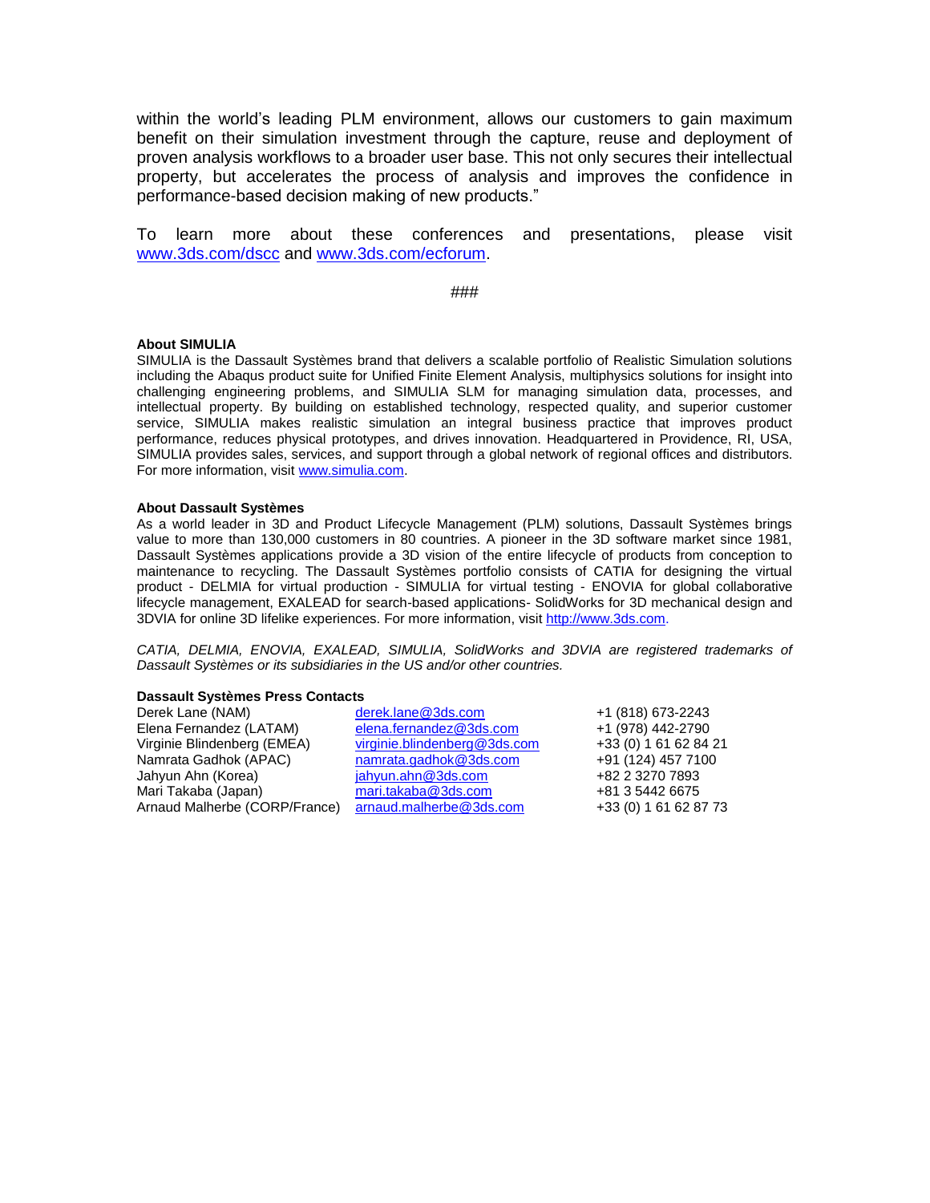within the world's leading PLM environment, allows our customers to gain maximum benefit on their simulation investment through the capture, reuse and deployment of proven analysis workflows to a broader user base. This not only secures their intellectual property, but accelerates the process of analysis and improves the confidence in performance-based decision making of new products."

To learn more about these conferences and presentations, please visit www.3ds.com/dscc and www.3ds.com/ecforum.

###

**About SIMULIA**
SIMULIA is the Dassault Systèmes brand that delivers a scalable portfolio of Realistic Simulation solutions including the Abaqus product suite for Unified Finite Element Analysis, multiphysics solutions for insight into challenging engineering problems, and SIMULIA SLM for managing simulation data, processes, and intellectual property. By building on established technology, respected quality, and superior customer service, SIMULIA makes realistic simulation an integral business practice that improves product performance, reduces physical prototypes, and drives innovation. Headquartered in Providence, RI, USA, SIMULIA provides sales, services, and support through a global network of regional offices and distributors. For more information, visit www.simulia.com.

**About Dassault Systèmes**
As a world leader in 3D and Product Lifecycle Management (PLM) solutions, Dassault Systèmes brings value to more than 130,000 customers in 80 countries. A pioneer in the 3D software market since 1981, Dassault Systèmes applications provide a 3D vision of the entire lifecycle of products from conception to maintenance to recycling. The Dassault Systèmes portfolio consists of CATIA for designing the virtual product - DELMIA for virtual production - SIMULIA for virtual testing - ENOVIA for global collaborative lifecycle management, EXALEAD for search-based applications- SolidWorks for 3D mechanical design and 3DVIA for online 3D lifelike experiences. For more information, visit http://www.3ds.com.

*CATIA, DELMIA, ENOVIA, EXALEAD, SIMULIA, SolidWorks and 3DVIA are registered trademarks of Dassault Systèmes or its subsidiaries in the US and/or other countries.*

**Dassault Systèmes Press Contacts**

| | | |
|---|---|---|
| Derek Lane (NAM) | derek.lane@3ds.com | +1 (818) 673-2243 |
| Elena Fernandez (LATAM) | elena.fernandez@3ds.com | +1 (978) 442-2790 |
| Virginie Blindenberg (EMEA) | virginie.blindenberg@3ds.com | +33 (0) 1 61 62 84 21 |
| Namrata Gadhok (APAC) | namrata.gadhok@3ds.com | +91 (124) 457 7100 |
| Jahyun Ahn (Korea) | jahyun.ahn@3ds.com | +82 2 3270 7893 |
| Mari Takaba (Japan) | mari.takaba@3ds.com | +81 3 5442 6675 |
| Arnaud Malherbe (CORP/France) | arnaud.malherbe@3ds.com | +33 (0) 1 61 62 87 73 |